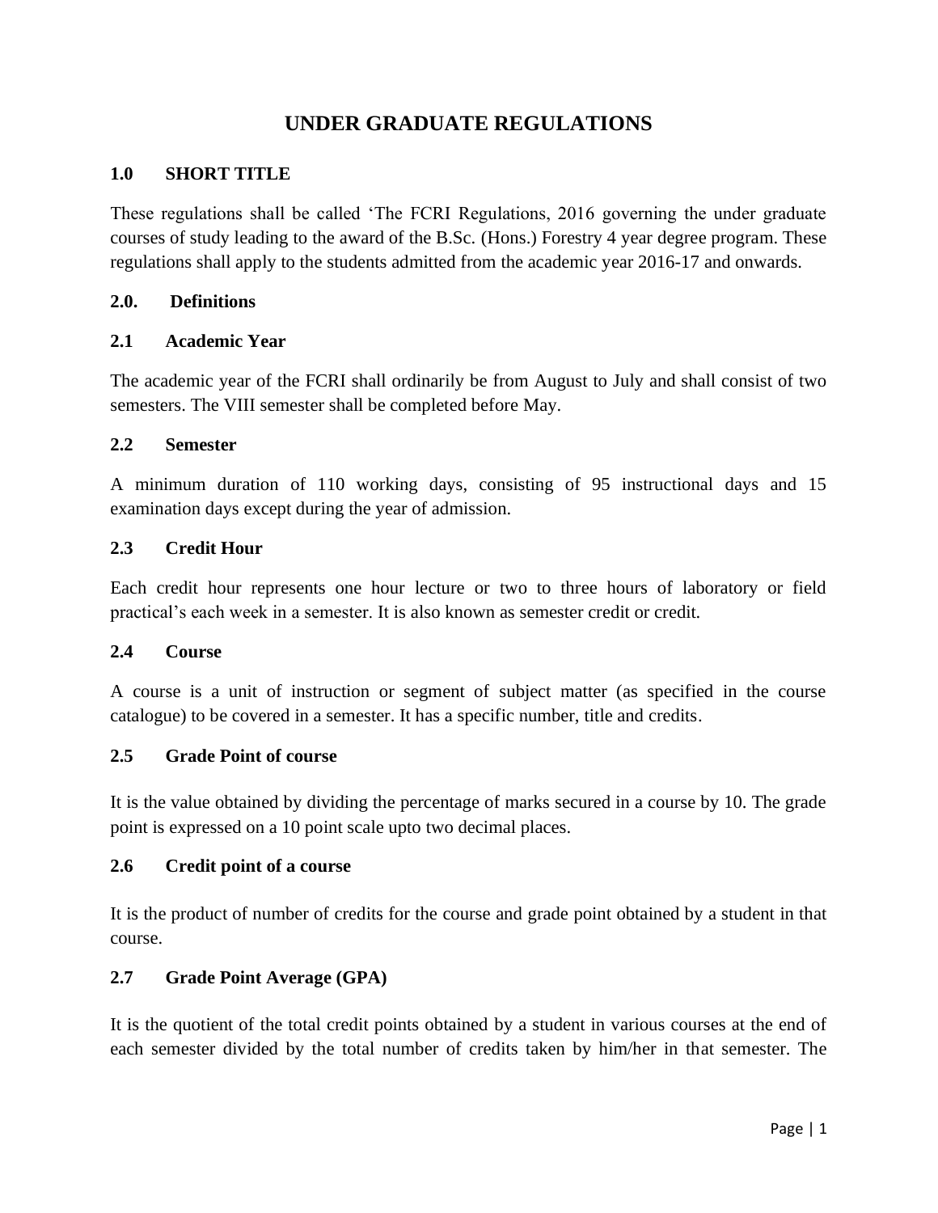# UNDER GRADUATE REGULATIONS

## 1.0 SHORT TITLE

These regulations shall be called 'The FCRI Regulations, 2016 governing the under graduate courses of study leading to the award of the B.Sc. (Hons.) Forestry 4 year degree program. These regulations shall apply to the students admitted from the academic year 2016-17 and onwards.

## 2.0. Definitions

### 2.1 Academic Year

The academic year of the FCRI shall ordinarily be from August to July and shall consist of two semesters. The VIII semester shall be completed before May.

### 2.2 Semester

A minimum duration of 110 working days, consisting of 95 instructional days and 15 examination days except during the year of admission.

### 2.3 Credit Hour

Each credit hour represents one hour lecture or two to three hours of laboratory or field practical's each week in a semester. It is also known as semester credit or credit.

### 2.4 Course

A course is a unit of instruction or segment of subject matter (as specified in the course catalogue) to be covered in a semester. It has a specific number, title and credits.

### 2.5 Grade Point of course

It is the value obtained by dividing the percentage of marks secured in a course by 10. The grade point is expressed on a 10 point scale upto two decimal places.

### 2.6 Credit point of a course

It is the product of number of credits for the course and grade point obtained by a student in that course.

### 2.7 Grade Point Average (GPA)

It is the quotient of the total credit points obtained by a student in various courses at the end of each semester divided by the total number of credits taken by him/her in that semester. The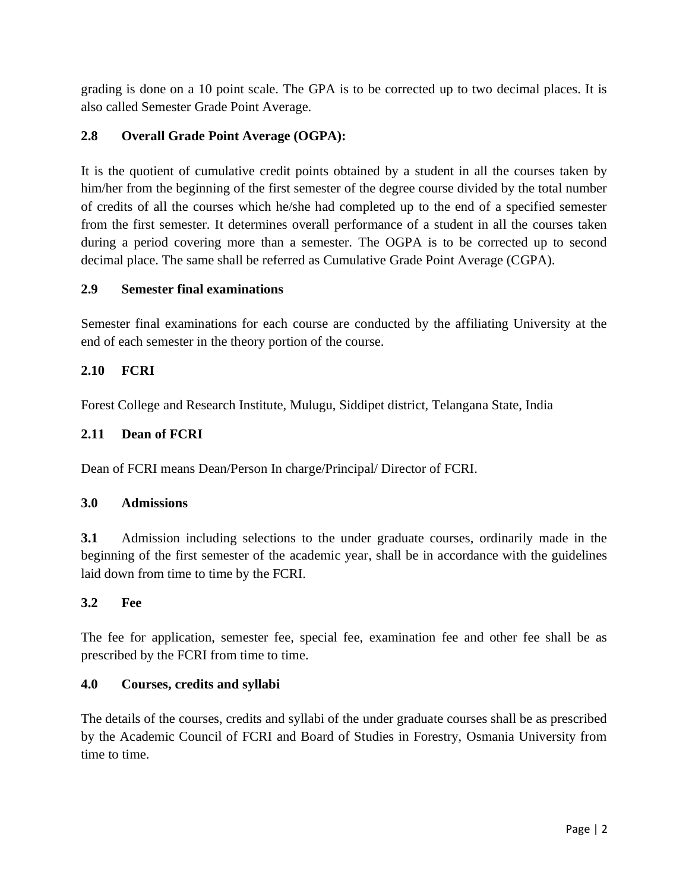grading is done on a 10 point scale. The GPA is to be corrected up to two decimal places. It is also called Semester Grade Point Average.

### 2.8 Overall Grade Point Average (OGPA):

It is the quotient of cumulative credit points obtained by a student in all the courses taken by him/her from the beginning of the first semester of the degree course divided by the total number of credits of all the courses which he/she had completed up to the end of a specified semester from the first semester. It determines overall performance of a student in all the courses taken during a period covering more than a semester. The OGPA is to be corrected up to second decimal place. The same shall be referred as Cumulative Grade Point Average (CGPA).

### 2.9 Semester final examinations

Semester final examinations for each course are conducted by the affiliating University at the end of each semester in the theory portion of the course.

### 2.10 FCRI

Forest College and Research Institute, Mulugu, Siddipet district, Telangana State, India

### 2.11 Dean of FCRI

Dean of FCRI means Dean/Person In charge/Principal/ Director of FCRI.

## 3.0 Admissions

**3.1** Admission including selections to the under graduate courses, ordinarily made in the beginning of the first semester of the academic year, shall be in accordance with the guidelines laid down from time to time by the FCRI.

### 3.2 Fee

The fee for application, semester fee, special fee, examination fee and other fee shall be as prescribed by the FCRI from time to time.

## 4.0 Courses, credits and syllabi

The details of the courses, credits and syllabi of the under graduate courses shall be as prescribed by the Academic Council of FCRI and Board of Studies in Forestry, Osmania University from time to time.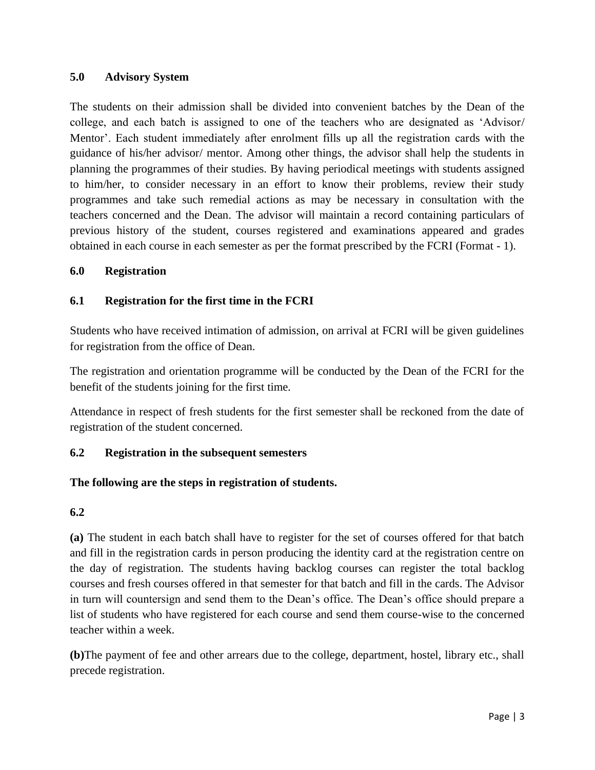## 5.0 Advisory System

The students on their admission shall be divided into convenient batches by the Dean of the college, and each batch is assigned to one of the teachers who are designated as 'Advisor/ Mentor'. Each student immediately after enrolment fills up all the registration cards with the guidance of his/her advisor/ mentor. Among other things, the advisor shall help the students in planning the programmes of their studies. By having periodical meetings with students assigned to him/her, to consider necessary in an effort to know their problems, review their study programmes and take such remedial actions as may be necessary in consultation with the teachers concerned and the Dean. The advisor will maintain a record containing particulars of previous history of the student, courses registered and examinations appeared and grades obtained in each course in each semester as per the format prescribed by the FCRI (Format - 1).

## 6.0 Registration

### 6.1 Registration for the first time in the FCRI

Students who have received intimation of admission, on arrival at FCRI will be given guidelines for registration from the office of Dean.

The registration and orientation programme will be conducted by the Dean of the FCRI for the benefit of the students joining for the first time.

Attendance in respect of fresh students for the first semester shall be reckoned from the date of registration of the student concerned.

### 6.2 Registration in the subsequent semesters

**The following are the steps in registration of students.**

**6.2**

**(a)** The student in each batch shall have to register for the set of courses offered for that batch and fill in the registration cards in person producing the identity card at the registration centre on the day of registration. The students having backlog courses can register the total backlog courses and fresh courses offered in that semester for that batch and fill in the cards. The Advisor in turn will countersign and send them to the Dean's office. The Dean's office should prepare a list of students who have registered for each course and send them course-wise to the concerned teacher within a week.

**(b)**The payment of fee and other arrears due to the college, department, hostel, library etc., shall precede registration.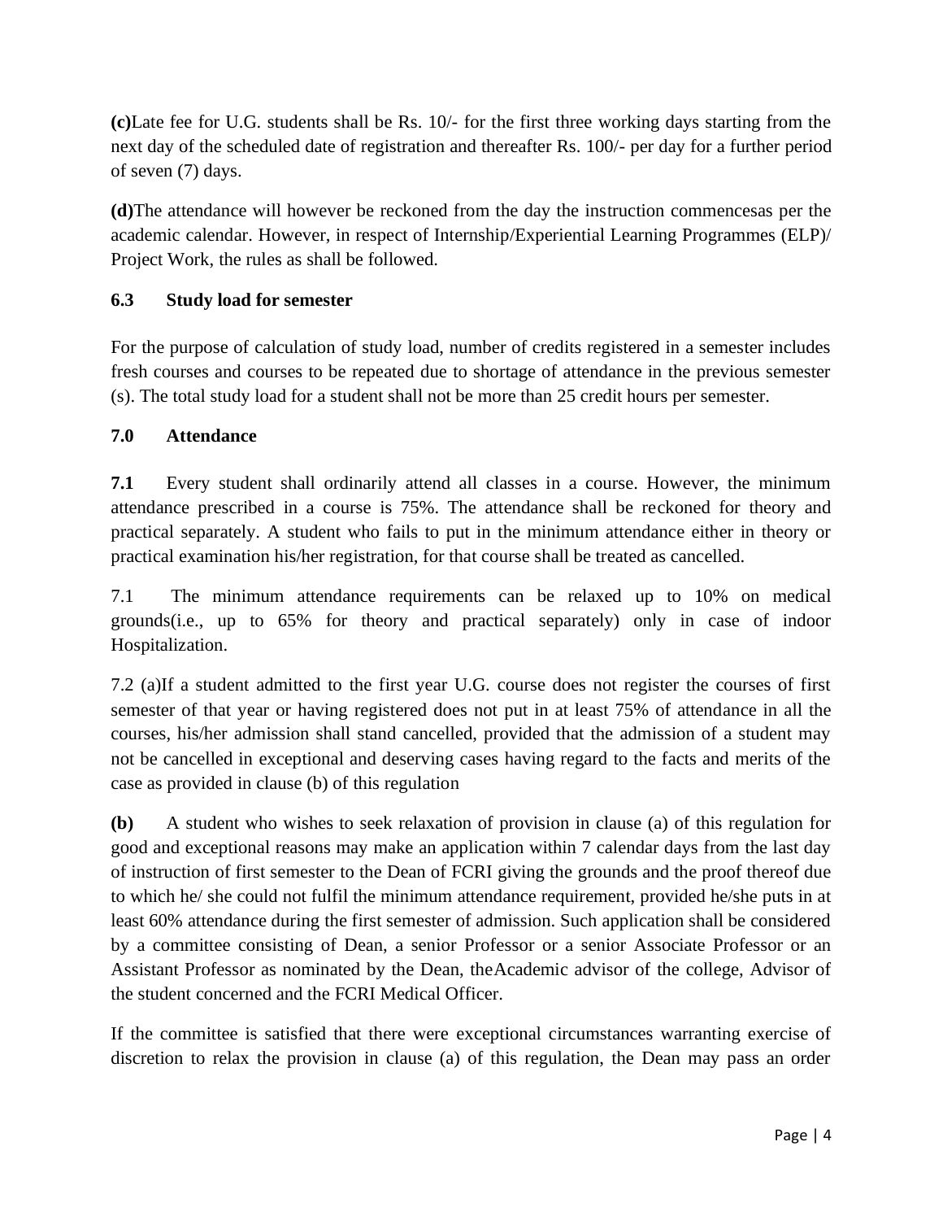**(c)**Late fee for U.G. students shall be Rs. 10/- for the first three working days starting from the next day of the scheduled date of registration and thereafter Rs. 100/- per day for a further period of seven (7) days.

**(d)**The attendance will however be reckoned from the day the instruction commencesas per the academic calendar. However, in respect of Internship/Experiential Learning Programmes (ELP)/ Project Work, the rules as shall be followed.

### 6.3 Study load for semester

For the purpose of calculation of study load, number of credits registered in a semester includes fresh courses and courses to be repeated due to shortage of attendance in the previous semester (s). The total study load for a student shall not be more than 25 credit hours per semester.

## 7.0 Attendance

**7.1** Every student shall ordinarily attend all classes in a course. However, the minimum attendance prescribed in a course is 75%. The attendance shall be reckoned for theory and practical separately. A student who fails to put in the minimum attendance either in theory or practical examination his/her registration, for that course shall be treated as cancelled.

7.1 The minimum attendance requirements can be relaxed up to 10% on medical grounds(i.e., up to 65% for theory and practical separately) only in case of indoor Hospitalization.

7.2 (a)If a student admitted to the first year U.G. course does not register the courses of first semester of that year or having registered does not put in at least 75% of attendance in all the courses, his/her admission shall stand cancelled, provided that the admission of a student may not be cancelled in exceptional and deserving cases having regard to the facts and merits of the case as provided in clause (b) of this regulation

**(b)** A student who wishes to seek relaxation of provision in clause (a) of this regulation for good and exceptional reasons may make an application within 7 calendar days from the last day of instruction of first semester to the Dean of FCRI giving the grounds and the proof thereof due to which he/ she could not fulfil the minimum attendance requirement, provided he/she puts in at least 60% attendance during the first semester of admission. Such application shall be considered by a committee consisting of Dean, a senior Professor or a senior Associate Professor or an Assistant Professor as nominated by the Dean, theAcademic advisor of the college, Advisor of the student concerned and the FCRI Medical Officer.

If the committee is satisfied that there were exceptional circumstances warranting exercise of discretion to relax the provision in clause (a) of this regulation, the Dean may pass an order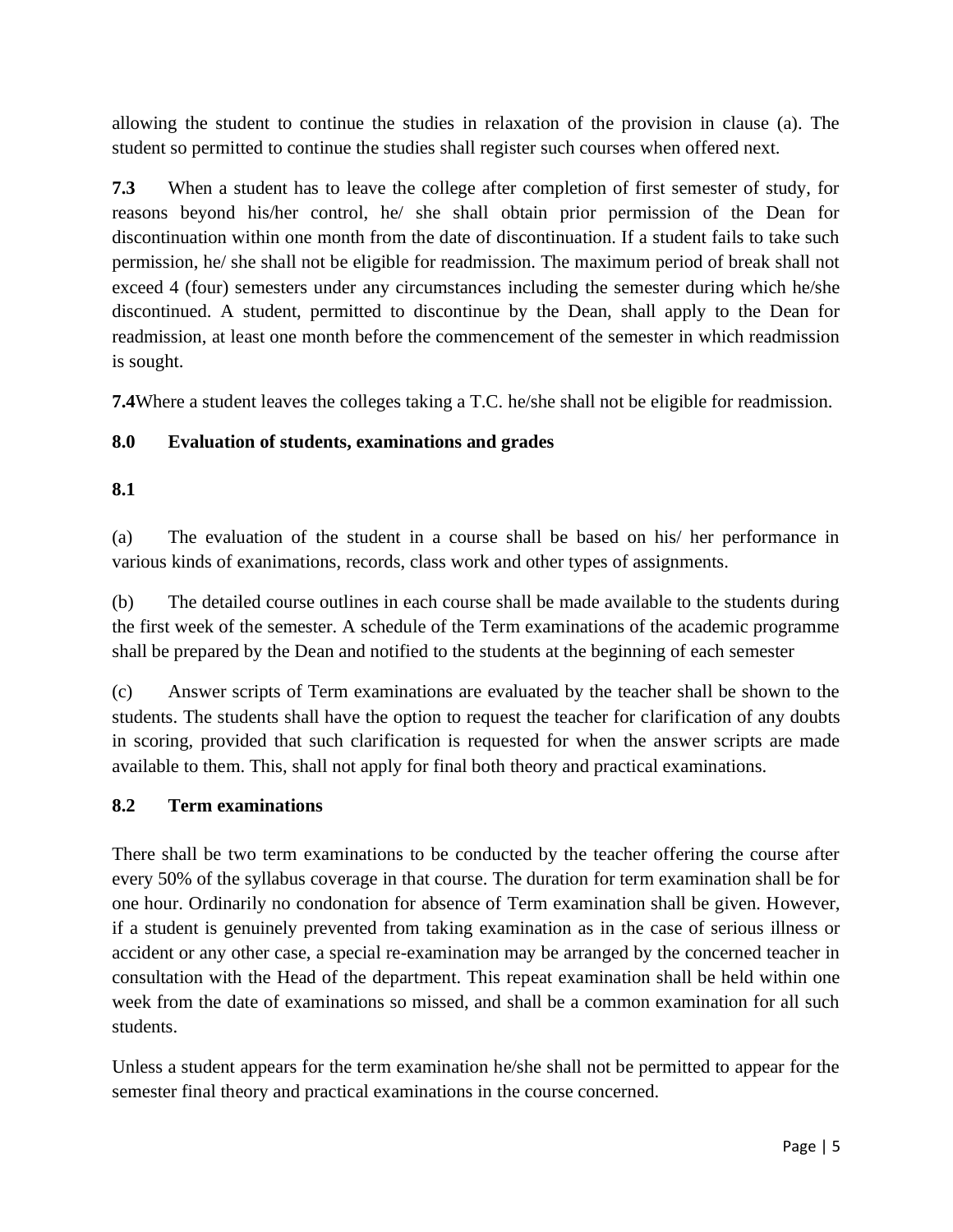allowing the student to continue the studies in relaxation of the provision in clause (a). The student so permitted to continue the studies shall register such courses when offered next.

**7.3** When a student has to leave the college after completion of first semester of study, for reasons beyond his/her control, he/ she shall obtain prior permission of the Dean for discontinuation within one month from the date of discontinuation. If a student fails to take such permission, he/ she shall not be eligible for readmission. The maximum period of break shall not exceed 4 (four) semesters under any circumstances including the semester during which he/she discontinued. A student, permitted to discontinue by the Dean, shall apply to the Dean for readmission, at least one month before the commencement of the semester in which readmission is sought.

**7.4**Where a student leaves the colleges taking a T.C. he/she shall not be eligible for readmission.

## 8.0 Evaluation of students, examinations and grades

**8.1**

(a) The evaluation of the student in a course shall be based on his/ her performance in various kinds of exanimations, records, class work and other types of assignments.

(b) The detailed course outlines in each course shall be made available to the students during the first week of the semester. A schedule of the Term examinations of the academic programme shall be prepared by the Dean and notified to the students at the beginning of each semester

(c) Answer scripts of Term examinations are evaluated by the teacher shall be shown to the students. The students shall have the option to request the teacher for clarification of any doubts in scoring, provided that such clarification is requested for when the answer scripts are made available to them. This, shall not apply for final both theory and practical examinations.

### 8.2 Term examinations

There shall be two term examinations to be conducted by the teacher offering the course after every 50% of the syllabus coverage in that course. The duration for term examination shall be for one hour. Ordinarily no condonation for absence of Term examination shall be given. However, if a student is genuinely prevented from taking examination as in the case of serious illness or accident or any other case, a special re-examination may be arranged by the concerned teacher in consultation with the Head of the department. This repeat examination shall be held within one week from the date of examinations so missed, and shall be a common examination for all such students.

Unless a student appears for the term examination he/she shall not be permitted to appear for the semester final theory and practical examinations in the course concerned.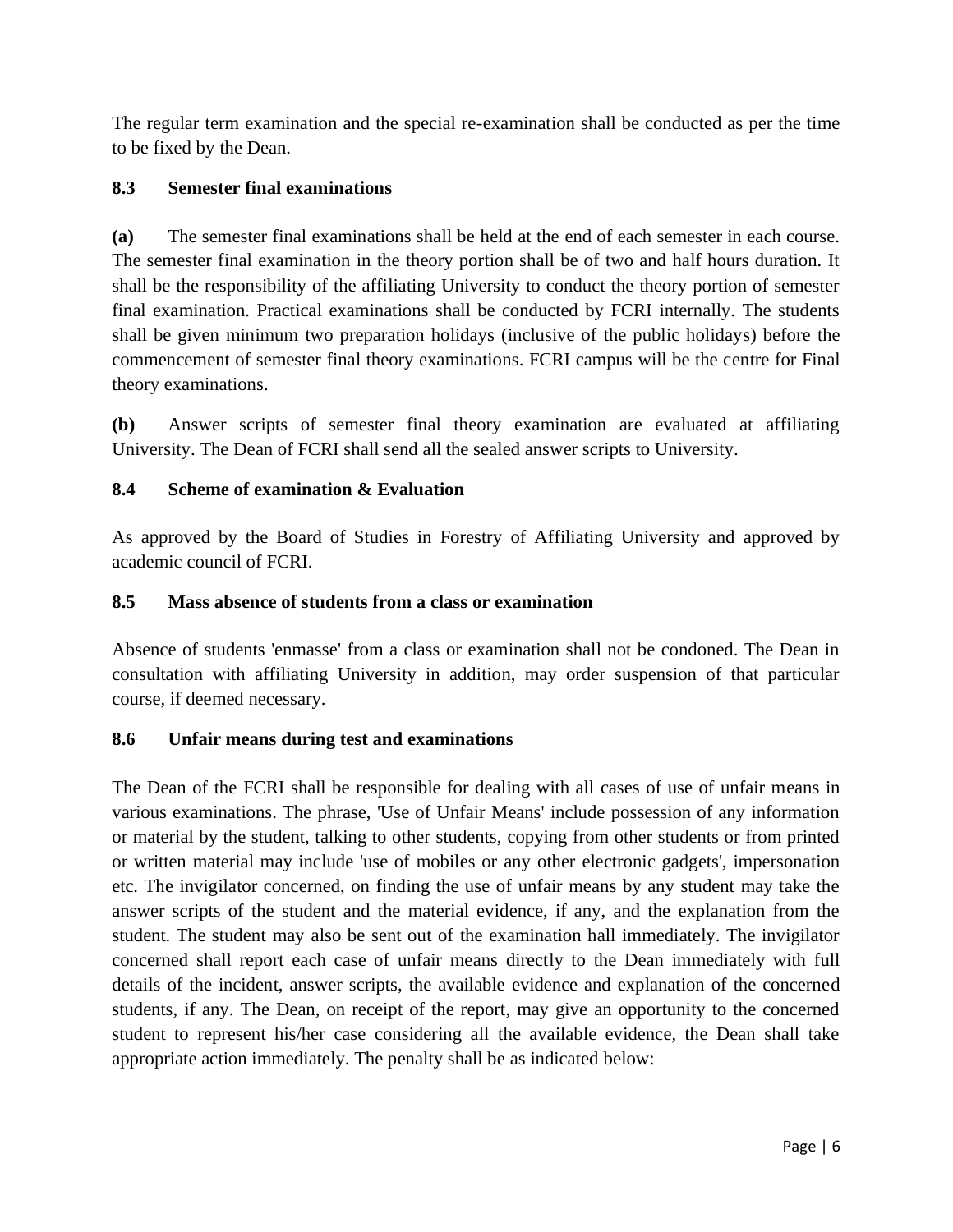The regular term examination and the special re-examination shall be conducted as per the time to be fixed by the Dean.

### 8.3 Semester final examinations

**(a)** The semester final examinations shall be held at the end of each semester in each course. The semester final examination in the theory portion shall be of two and half hours duration. It shall be the responsibility of the affiliating University to conduct the theory portion of semester final examination. Practical examinations shall be conducted by FCRI internally. The students shall be given minimum two preparation holidays (inclusive of the public holidays) before the commencement of semester final theory examinations. FCRI campus will be the centre for Final theory examinations.

**(b)** Answer scripts of semester final theory examination are evaluated at affiliating University. The Dean of FCRI shall send all the sealed answer scripts to University.

### 8.4 Scheme of examination & Evaluation

As approved by the Board of Studies in Forestry of Affiliating University and approved by academic council of FCRI.

### 8.5 Mass absence of students from a class or examination

Absence of students 'enmasse' from a class or examination shall not be condoned. The Dean in consultation with affiliating University in addition, may order suspension of that particular course, if deemed necessary.

### 8.6 Unfair means during test and examinations

The Dean of the FCRI shall be responsible for dealing with all cases of use of unfair means in various examinations. The phrase, 'Use of Unfair Means' include possession of any information or material by the student, talking to other students, copying from other students or from printed or written material may include 'use of mobiles or any other electronic gadgets', impersonation etc. The invigilator concerned, on finding the use of unfair means by any student may take the answer scripts of the student and the material evidence, if any, and the explanation from the student. The student may also be sent out of the examination hall immediately. The invigilator concerned shall report each case of unfair means directly to the Dean immediately with full details of the incident, answer scripts, the available evidence and explanation of the concerned students, if any. The Dean, on receipt of the report, may give an opportunity to the concerned student to represent his/her case considering all the available evidence, the Dean shall take appropriate action immediately. The penalty shall be as indicated below: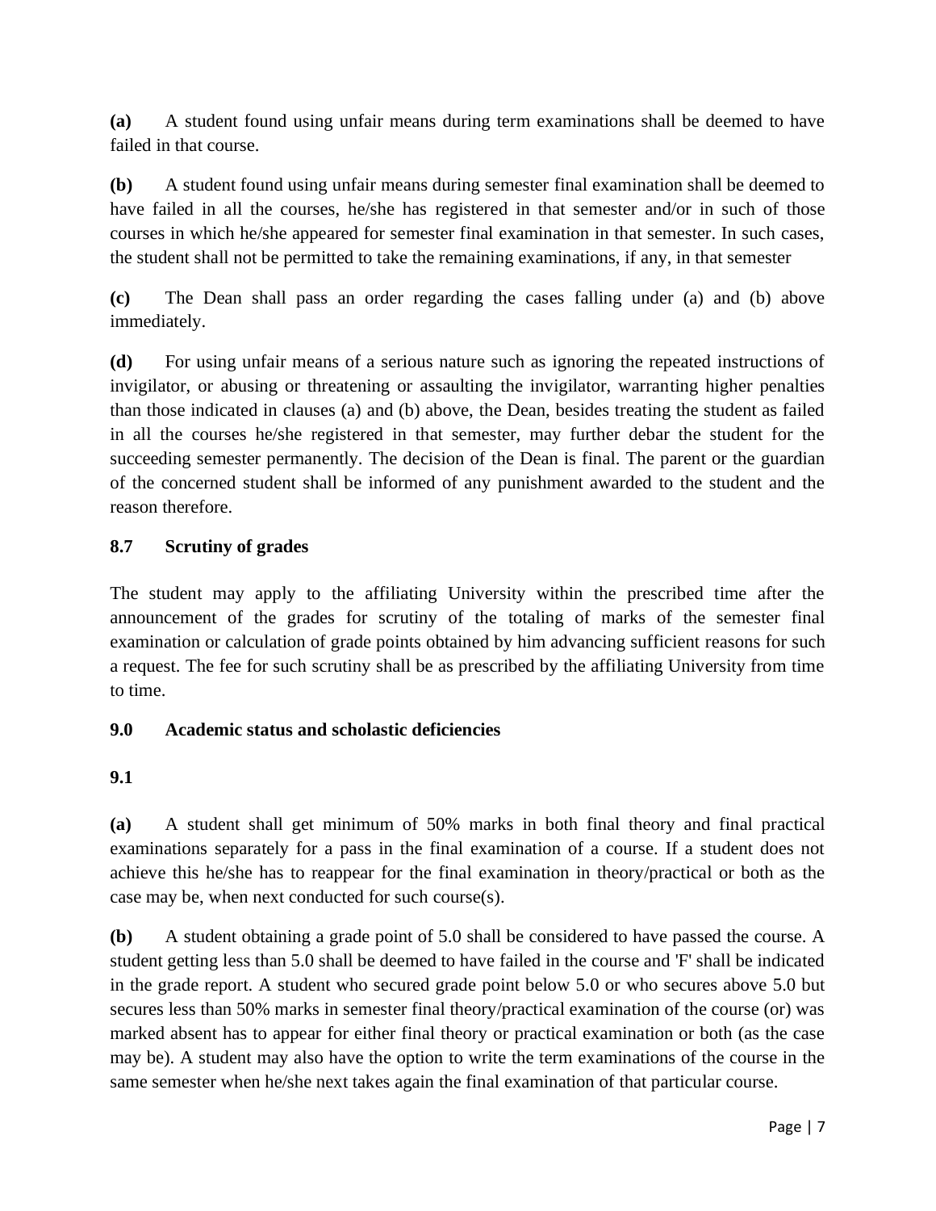**(a)** A student found using unfair means during term examinations shall be deemed to have failed in that course.

**(b)** A student found using unfair means during semester final examination shall be deemed to have failed in all the courses, he/she has registered in that semester and/or in such of those courses in which he/she appeared for semester final examination in that semester. In such cases, the student shall not be permitted to take the remaining examinations, if any, in that semester

**(c)** The Dean shall pass an order regarding the cases falling under (a) and (b) above immediately.

**(d)** For using unfair means of a serious nature such as ignoring the repeated instructions of invigilator, or abusing or threatening or assaulting the invigilator, warranting higher penalties than those indicated in clauses (a) and (b) above, the Dean, besides treating the student as failed in all the courses he/she registered in that semester, may further debar the student for the succeeding semester permanently. The decision of the Dean is final. The parent or the guardian of the concerned student shall be informed of any punishment awarded to the student and the reason therefore.

### 8.7 Scrutiny of grades

The student may apply to the affiliating University within the prescribed time after the announcement of the grades for scrutiny of the totaling of marks of the semester final examination or calculation of grade points obtained by him advancing sufficient reasons for such a request. The fee for such scrutiny shall be as prescribed by the affiliating University from time to time.

## 9.0 Academic status and scholastic deficiencies

### 9.1

**(a)** A student shall get minimum of 50% marks in both final theory and final practical examinations separately for a pass in the final examination of a course. If a student does not achieve this he/she has to reappear for the final examination in theory/practical or both as the case may be, when next conducted for such course(s).

**(b)** A student obtaining a grade point of 5.0 shall be considered to have passed the course. A student getting less than 5.0 shall be deemed to have failed in the course and 'F' shall be indicated in the grade report. A student who secured grade point below 5.0 or who secures above 5.0 but secures less than 50% marks in semester final theory/practical examination of the course (or) was marked absent has to appear for either final theory or practical examination or both (as the case may be). A student may also have the option to write the term examinations of the course in the same semester when he/she next takes again the final examination of that particular course.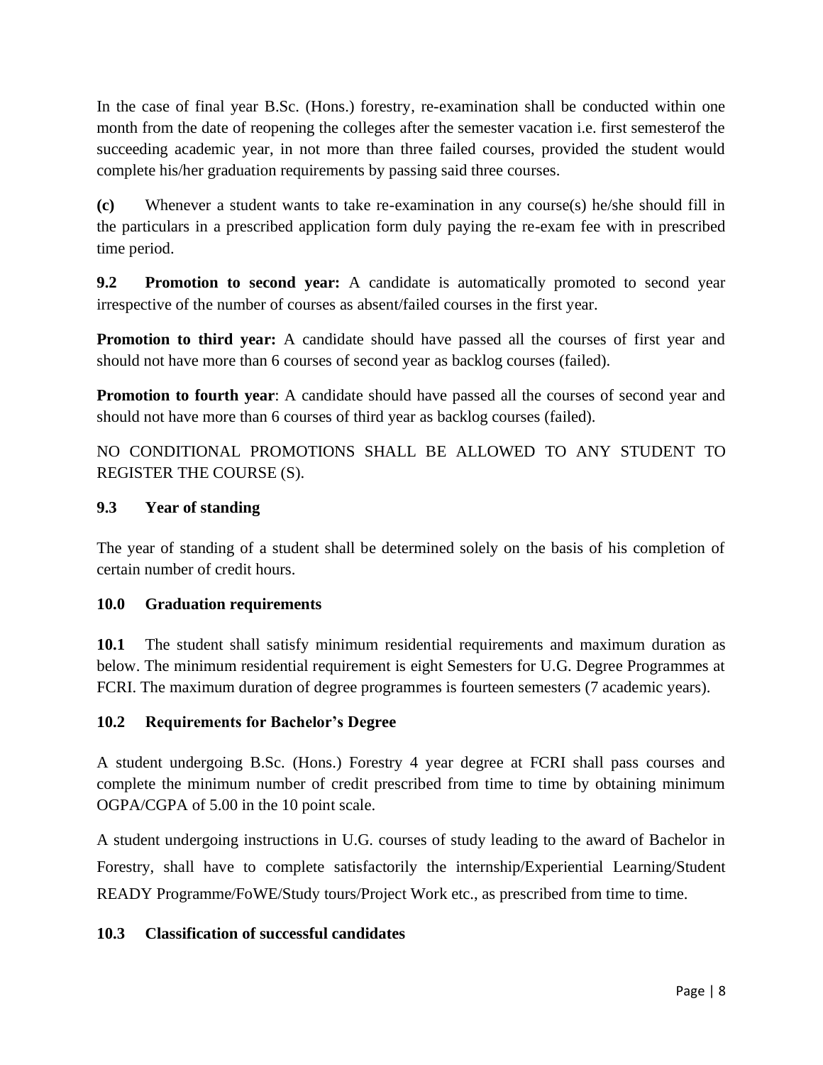In the case of final year B.Sc. (Hons.) forestry, re-examination shall be conducted within one month from the date of reopening the colleges after the semester vacation i.e. first semesterof the succeeding academic year, in not more than three failed courses, provided the student would complete his/her graduation requirements by passing said three courses.

**(c)** Whenever a student wants to take re-examination in any course(s) he/she should fill in the particulars in a prescribed application form duly paying the re-exam fee with in prescribed time period.

**9.2 Promotion to second year:** A candidate is automatically promoted to second year irrespective of the number of courses as absent/failed courses in the first year.

**Promotion to third year:** A candidate should have passed all the courses of first year and should not have more than 6 courses of second year as backlog courses (failed).

**Promotion to fourth year**: A candidate should have passed all the courses of second year and should not have more than 6 courses of third year as backlog courses (failed).

NO CONDITIONAL PROMOTIONS SHALL BE ALLOWED TO ANY STUDENT TO REGISTER THE COURSE (S).

### 9.3 Year of standing

The year of standing of a student shall be determined solely on the basis of his completion of certain number of credit hours.

## 10.0 Graduation requirements

**10.1** The student shall satisfy minimum residential requirements and maximum duration as below. The minimum residential requirement is eight Semesters for U.G. Degree Programmes at FCRI. The maximum duration of degree programmes is fourteen semesters (7 academic years).

### 10.2 Requirements for Bachelor's Degree

A student undergoing B.Sc. (Hons.) Forestry 4 year degree at FCRI shall pass courses and complete the minimum number of credit prescribed from time to time by obtaining minimum OGPA/CGPA of 5.00 in the 10 point scale.

A student undergoing instructions in U.G. courses of study leading to the award of Bachelor in Forestry, shall have to complete satisfactorily the internship/Experiential Learning/Student READY Programme/FoWE/Study tours/Project Work etc., as prescribed from time to time.

### 10.3 Classification of successful candidates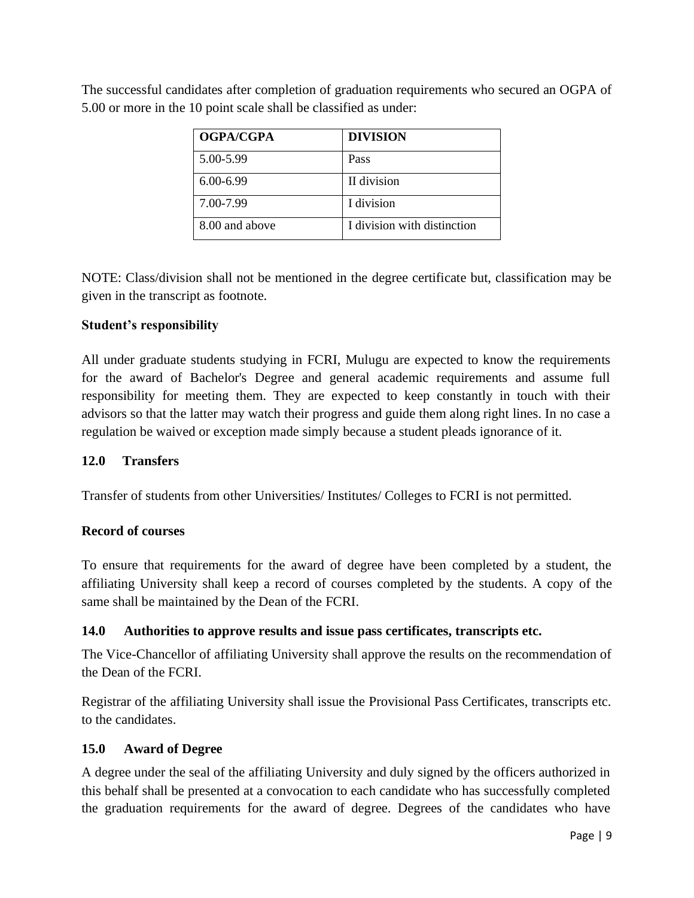The successful candidates after completion of graduation requirements who secured an OGPA of 5.00 or more in the 10 point scale shall be classified as under:

| OGPA/CGPA | DIVISION |
|---|---|
| 5.00-5.99 | Pass |
| 6.00-6.99 | II division |
| 7.00-7.99 | I division |
| 8.00 and above | I division with distinction |

NOTE: Class/division shall not be mentioned in the degree certificate but, classification may be given in the transcript as footnote.

**Student's responsibility**

All under graduate students studying in FCRI, Mulugu are expected to know the requirements for the award of Bachelor's Degree and general academic requirements and assume full responsibility for meeting them. They are expected to keep constantly in touch with their advisors so that the latter may watch their progress and guide them along right lines. In no case a regulation be waived or exception made simply because a student pleads ignorance of it.

### 12.0 Transfers

Transfer of students from other Universities/ Institutes/ Colleges to FCRI is not permitted.

**Record of courses**

To ensure that requirements for the award of degree have been completed by a student, the affiliating University shall keep a record of courses completed by the students. A copy of the same shall be maintained by the Dean of the FCRI.

### 14.0 Authorities to approve results and issue pass certificates, transcripts etc.

The Vice-Chancellor of affiliating University shall approve the results on the recommendation of the Dean of the FCRI.

Registrar of the affiliating University shall issue the Provisional Pass Certificates, transcripts etc. to the candidates.

### 15.0 Award of Degree

A degree under the seal of the affiliating University and duly signed by the officers authorized in this behalf shall be presented at a convocation to each candidate who has successfully completed the graduation requirements for the award of degree. Degrees of the candidates who have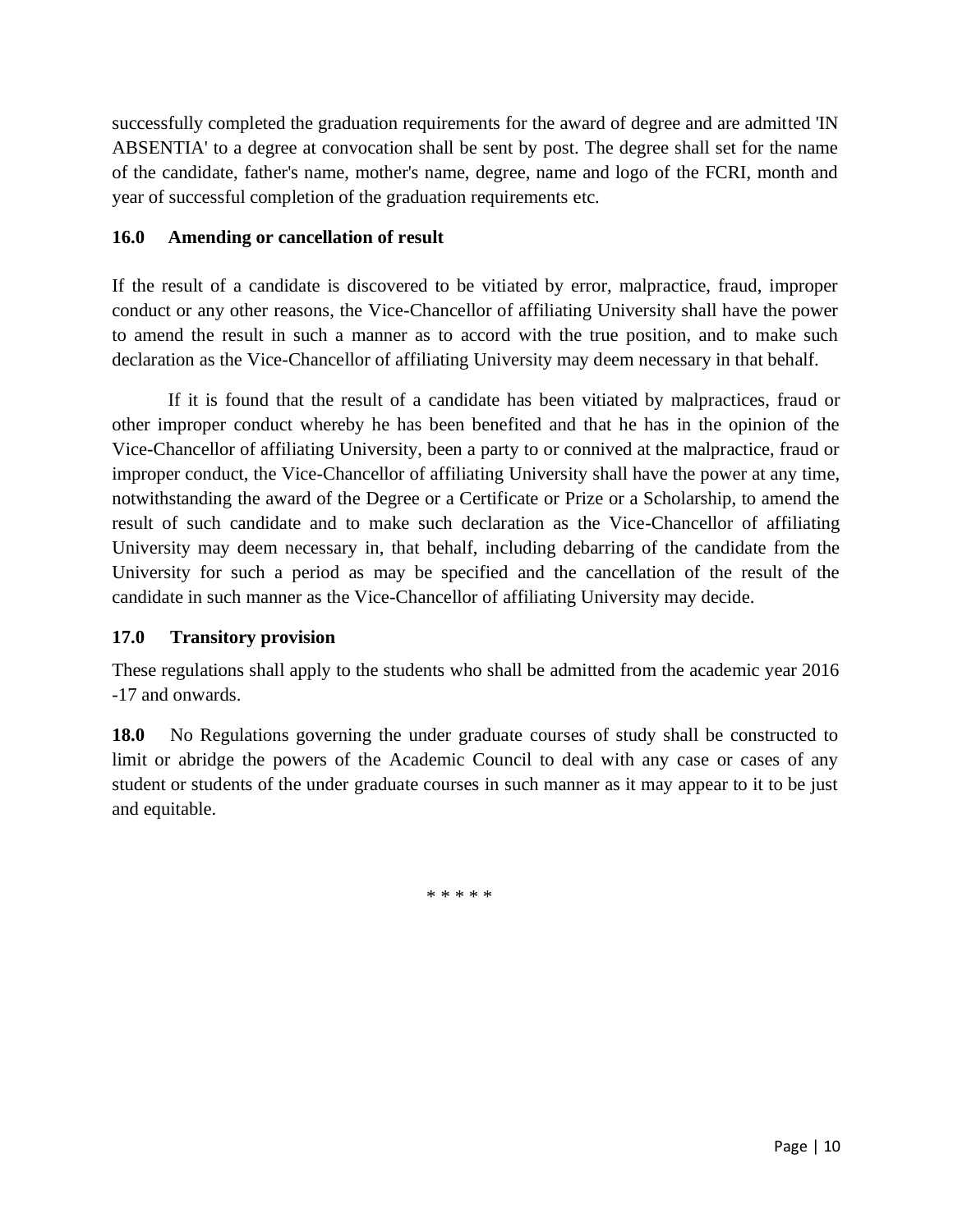successfully completed the graduation requirements for the award of degree and are admitted 'IN ABSENTIA' to a degree at convocation shall be sent by post. The degree shall set for the name of the candidate, father's name, mother's name, degree, name and logo of the FCRI, month and year of successful completion of the graduation requirements etc.

**16.0 Amending or cancellation of result**

If the result of a candidate is discovered to be vitiated by error, malpractice, fraud, improper conduct or any other reasons, the Vice-Chancellor of affiliating University shall have the power to amend the result in such a manner as to accord with the true position, and to make such declaration as the Vice-Chancellor of affiliating University may deem necessary in that behalf.

If it is found that the result of a candidate has been vitiated by malpractices, fraud or other improper conduct whereby he has been benefited and that he has in the opinion of the Vice-Chancellor of affiliating University, been a party to or connived at the malpractice, fraud or improper conduct, the Vice-Chancellor of affiliating University shall have the power at any time, notwithstanding the award of the Degree or a Certificate or Prize or a Scholarship, to amend the result of such candidate and to make such declaration as the Vice-Chancellor of affiliating University may deem necessary in, that behalf, including debarring of the candidate from the University for such a period as may be specified and the cancellation of the result of the candidate in such manner as the Vice-Chancellor of affiliating University may decide.

**17.0 Transitory provision**

These regulations shall apply to the students who shall be admitted from the academic year 2016 -17 and onwards.

**18.0** No Regulations governing the under graduate courses of study shall be constructed to limit or abridge the powers of the Academic Council to deal with any case or cases of any student or students of the under graduate courses in such manner as it may appear to it to be just and equitable.

* * * * *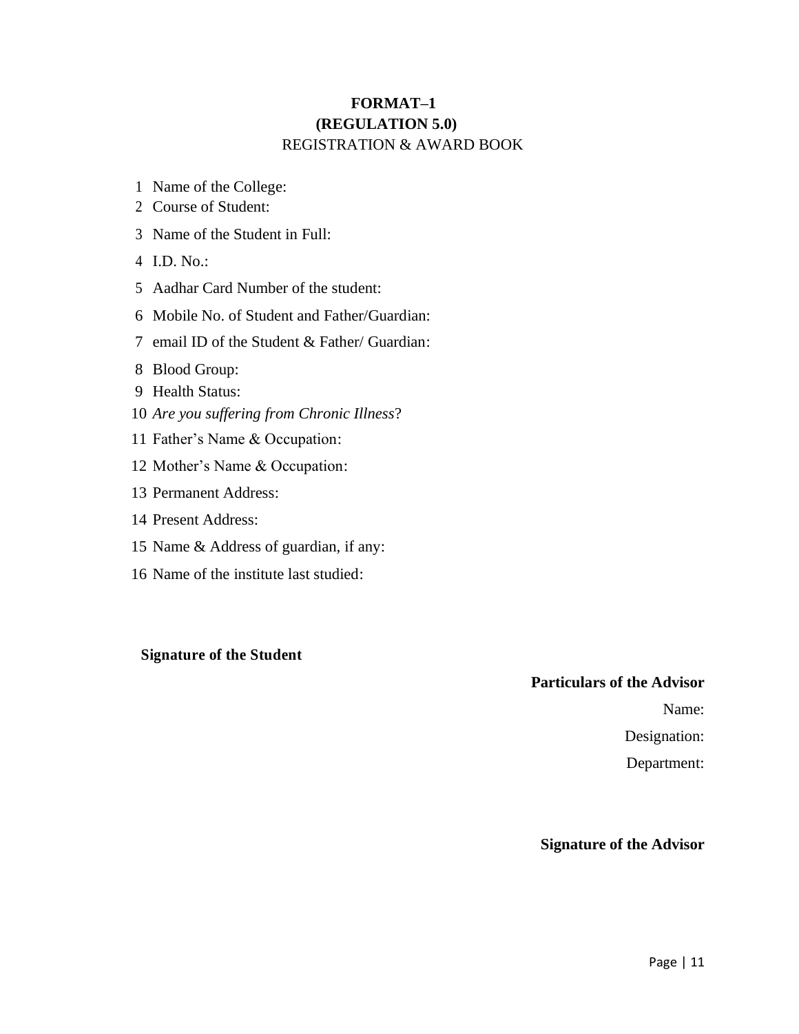**FORMAT–1**
**(REGULATION 5.0)**
REGISTRATION & AWARD BOOK

1 Name of the College:
2 Course of Student:
3 Name of the Student in Full:
4 I.D. No.:
5 Aadhar Card Number of the student:
6 Mobile No. of Student and Father/Guardian:
7 email ID of the Student & Father/ Guardian:
8 Blood Group:
9 Health Status:
10 *Are you suffering from Chronic Illness*?
11 Father's Name & Occupation:
12 Mother's Name & Occupation:
13 Permanent Address:
14 Present Address:
15 Name & Address of guardian, if any:
16 Name of the institute last studied:

**Signature of the Student**

**Particulars of the Advisor**

Name:

Designation:

Department:

**Signature of the Advisor**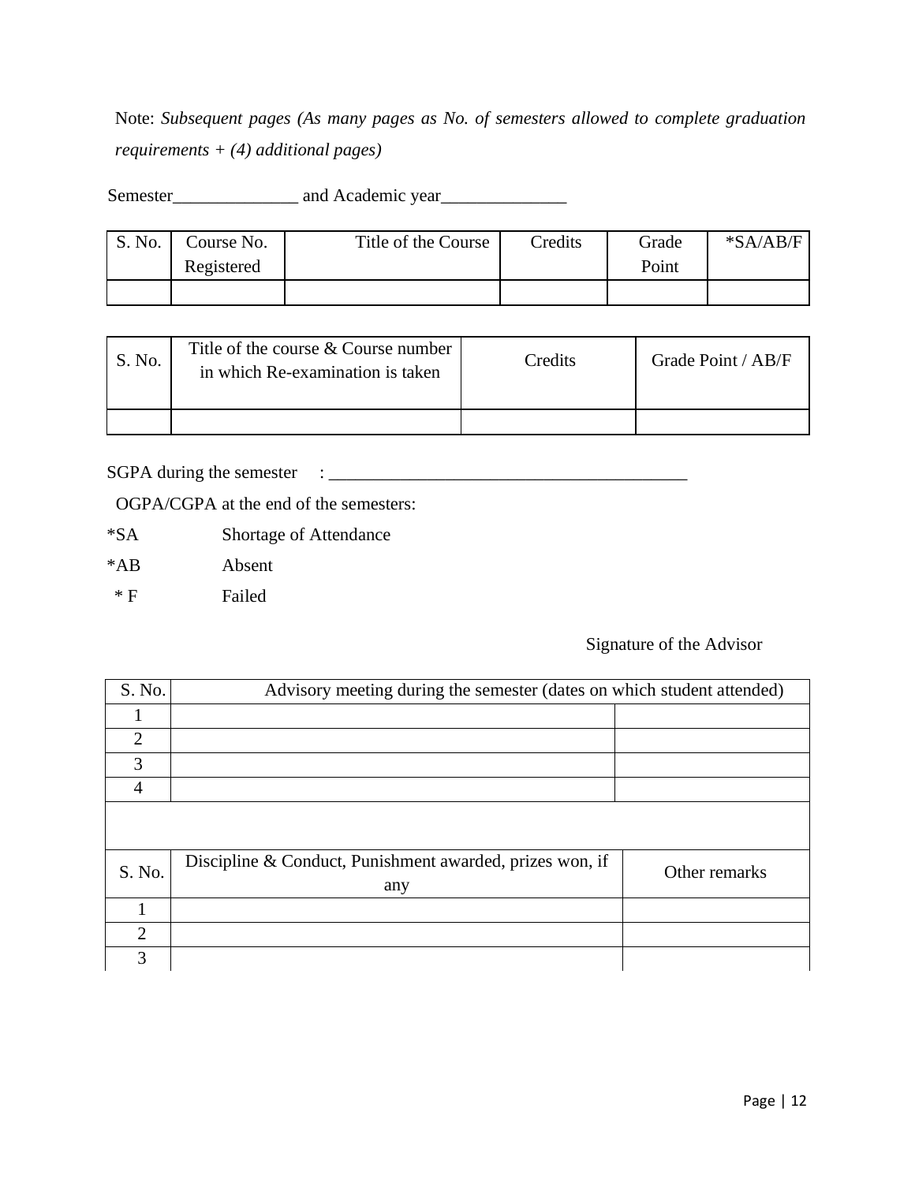Note: *Subsequent pages (As many pages as No. of semesters allowed to complete graduation requirements + (4) additional pages)*

Semester______________ and Academic year______________

| S. No. | Course No. Registered | Title of the Course | Credits | Grade Point | *SA/AB/F |
|---|---|---|---|---|---|
| | | | | | |

| S. No. | Title of the course & Course number in which Re-examination is taken | Credits | Grade Point / AB/F |
|---|---|---|---|
| | | | |

SGPA during the semester : ________________________________________

OGPA/CGPA at the end of the semesters:

*SA Shortage of Attendance

*AB Absent

* F Failed

Signature of the Advisor

| S. No. | Advisory meeting during the semester (dates on which student attended) | |
|---|---|---|
| 1 | | |
| 2 | | |
| 3 | | |
| 4 | | |

| S. No. | Discipline & Conduct, Punishment awarded, prizes won, if any | Other remarks |
|---|---|---|
| 1 | | |
| 2 | | |
| 3 | | |